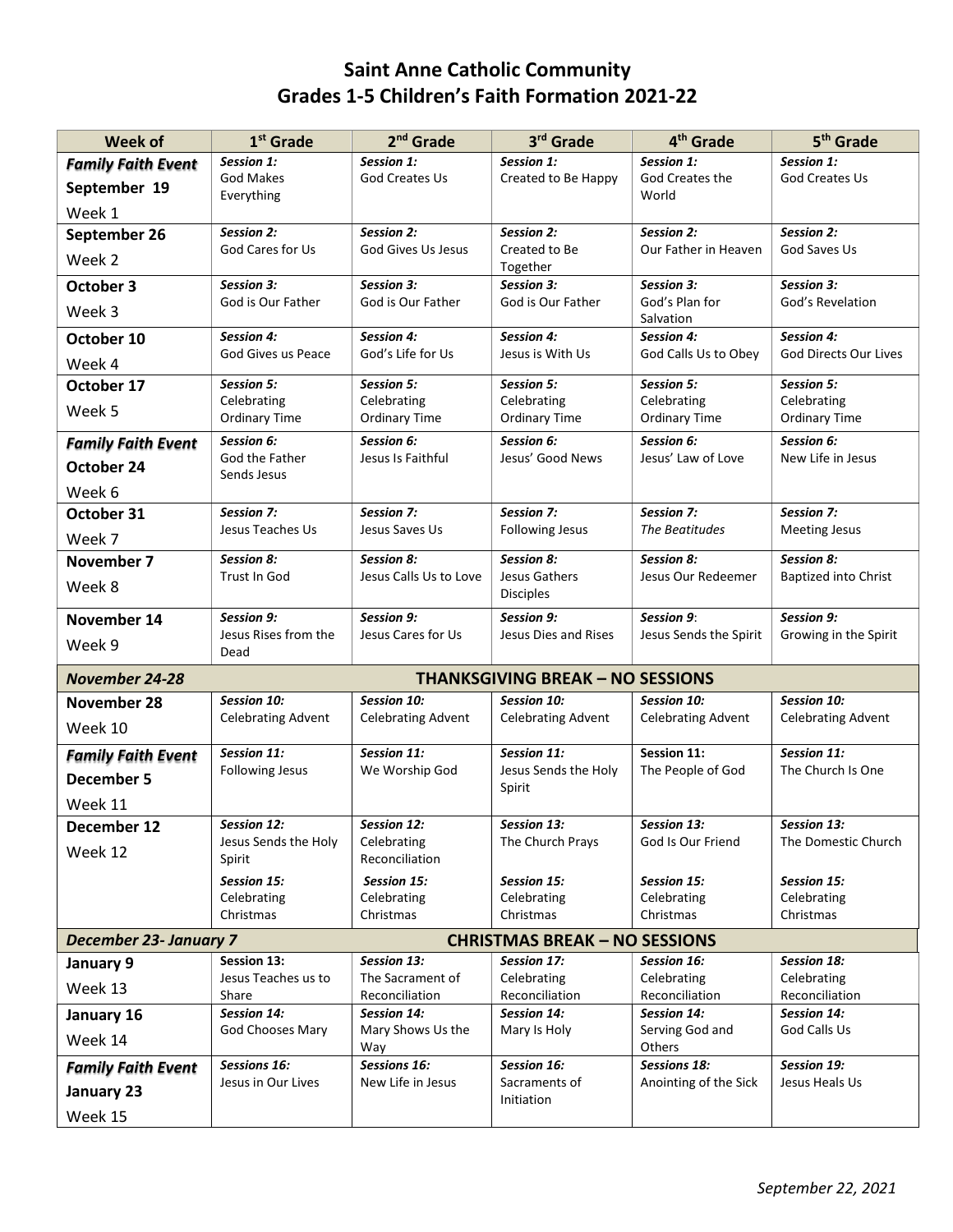# Saint Anne Catholic Community
## Grades 1-5 Children's Faith Formation 2021-22

| Week of | 1st Grade | 2nd Grade | 3rd Grade | 4th Grade | 5th Grade |
|---|---|---|---|---|---|
| ***Family Faith Event*** **September 19** Week 1 | *Session 1:* God Makes Everything | *Session 1:* God Creates Us | *Session 1:* Created to Be Happy | *Session 1:* God Creates the World | *Session 1:* God Creates Us |
| **September 26** Week 2 | *Session 2:* God Cares for Us | *Session 2:* God Gives Us Jesus | *Session 2:* Created to Be Together | *Session 2:* Our Father in Heaven | *Session 2:* God Saves Us |
| **October 3** Week 3 | *Session 3:* God is Our Father | *Session 3:* God is Our Father | *Session 3:* God is Our Father | *Session 3:* God's Plan for Salvation | *Session 3:* God's Revelation |
| **October 10** Week 4 | *Session 4:* God Gives us Peace | *Session 4:* God's Life for Us | *Session 4:* Jesus is With Us | *Session 4:* God Calls Us to Obey | *Session 4:* God Directs Our Lives |
| **October 17** Week 5 | *Session 5:* Celebrating Ordinary Time | *Session 5:* Celebrating Ordinary Time | *Session 5:* Celebrating Ordinary Time | *Session 5:* Celebrating Ordinary Time | *Session 5:* Celebrating Ordinary Time |
| ***Family Faith Event*** **October 24** Week 6 | *Session 6:* God the Father Sends Jesus | *Session 6:* Jesus Is Faithful | *Session 6:* Jesus' Good News | *Session 6:* Jesus' Law of Love | *Session 6:* New Life in Jesus |
| **October 31** Week 7 | *Session 7:* Jesus Teaches Us | *Session 7:* Jesus Saves Us | *Session 7:* Following Jesus | *Session 7:* *The Beatitudes* | *Session 7:* Meeting Jesus |
| **November 7** Week 8 | *Session 8:* Trust In God | *Session 8:* Jesus Calls Us to Love | *Session 8:* Jesus Gathers Disciples | *Session 8:* Jesus Our Redeemer | *Session 8:* Baptized into Christ |
| **November 14** Week 9 | *Session 9:* Jesus Rises from the Dead | *Session 9:* Jesus Cares for Us | *Session 9:* Jesus Dies and Rises | *Session 9*: Jesus Sends the Spirit | *Session 9:* Growing in the Spirit |
| ***November 24-28*** | **THANKSGIVING BREAK – NO SESSIONS** | | | | |
| **November 28** Week 10 | *Session 10:* Celebrating Advent | *Session 10:* Celebrating Advent | *Session 10:* Celebrating Advent | *Session 10:* Celebrating Advent | *Session 10:* Celebrating Advent |
| ***Family Faith Event*** **December 5** Week 11 | *Session 11:* Following Jesus | *Session 11:* We Worship God | *Session 11:* Jesus Sends the Holy Spirit | Session 11: The People of God | *Session 11:* The Church Is One |
| **December 12** Week 12 | *Session 12:* Jesus Sends the Holy Spirit<br>*Session 15:* Celebrating Christmas | *Session 12:* Celebrating Reconciliation<br>*Session 15:* Celebrating Christmas | *Session 13:* The Church Prays<br>*Session 15:* Celebrating Christmas | *Session 13:* God Is Our Friend<br>*Session 15:* Celebrating Christmas | *Session 13:* The Domestic Church<br>*Session 15:* Celebrating Christmas |
| ***December 23- January 7*** | **CHRISTMAS BREAK – NO SESSIONS** | | | | |
| **January 9** Week 13 | Session 13: Jesus Teaches us to Share | *Session 13:* The Sacrament of Reconciliation | *Session 17:* Celebrating Reconciliation | *Session 16:* Celebrating Reconciliation | *Session 18:* Celebrating Reconciliation |
| **January 16** Week 14 | *Session 14:* God Chooses Mary | *Session 14:* Mary Shows Us the Way | *Session 14:* Mary Is Holy | *Session 14:* Serving God and Others | *Session 14:* God Calls Us |
| ***Family Faith Event*** **January 23** Week 15 | *Sessions 16:* Jesus in Our Lives | *Sessions 16:* New Life in Jesus | *Session 16:* Sacraments of Initiation | *Sessions 18:* Anointing of the Sick | *Session 19:* Jesus Heals Us |

*September 22, 2021*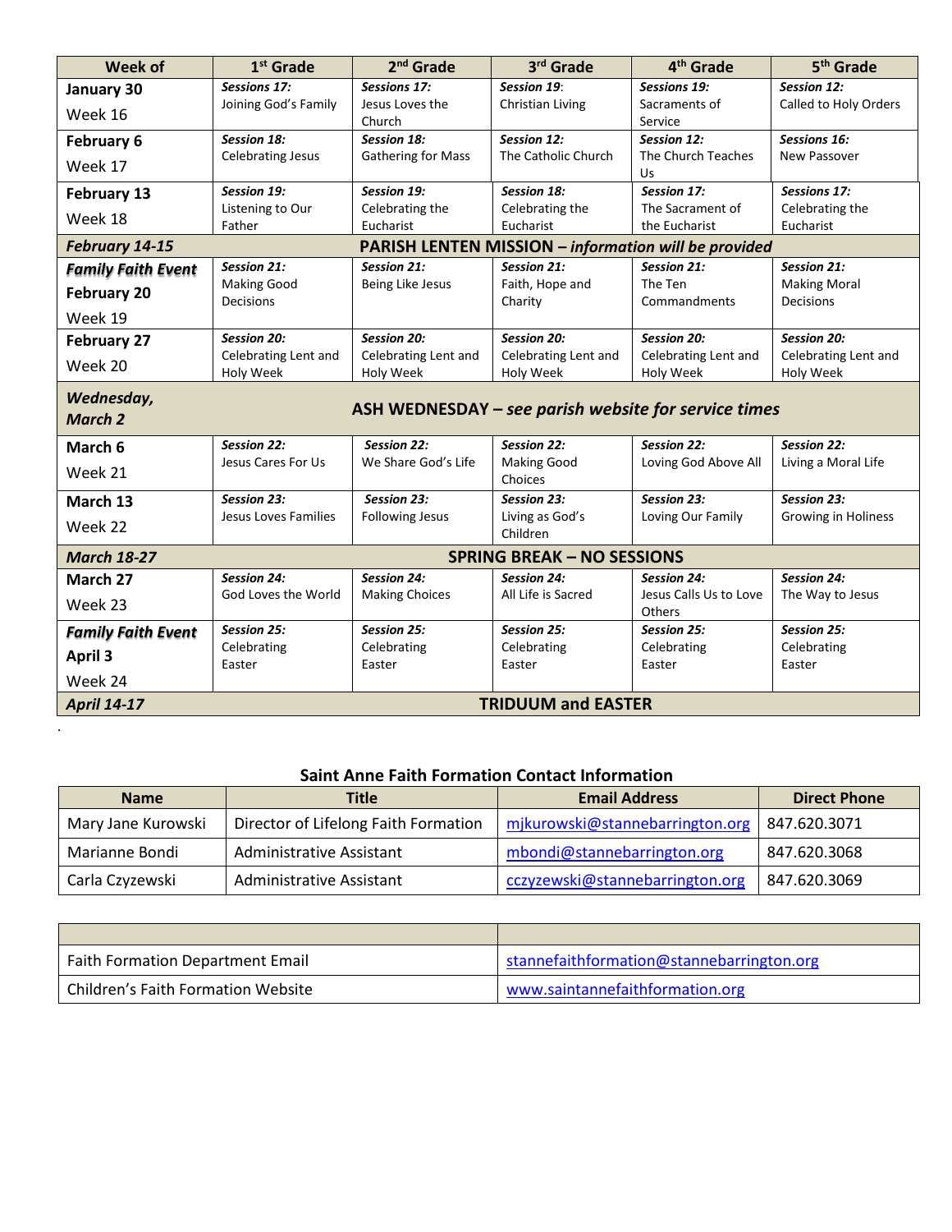| Week of | 1st Grade | 2nd Grade | 3rd Grade | 4th Grade | 5th Grade |
|---|---|---|---|---|---|
| **January 30** Week 16 | ***Sessions 17:*** Joining God's Family | ***Sessions 17:*** Jesus Loves the Church | ***Session 19***: Christian Living | ***Sessions 19:*** Sacraments of Service | ***Session 12:*** Called to Holy Orders |
| **February 6** Week 17 | ***Session 18:*** Celebrating Jesus | ***Session 18:*** Gathering for Mass | ***Session 12:*** The Catholic Church | ***Session 12:*** The Church Teaches Us | ***Sessions 16:*** New Passover |
| **February 13** Week 18 | ***Session 19:*** Listening to Our Father | ***Session 19:*** Celebrating the Eucharist | ***Session 18:*** Celebrating the Eucharist | ***Session 17:*** The Sacrament of the Eucharist | ***Sessions 17:*** Celebrating the Eucharist |
| ***February 14-15*** | **PARISH LENTEN MISSION – *information will be provided*** | | | | |
| ***Family Faith Event*** **February 20** Week 19 | ***Session 21:*** Making Good Decisions | ***Session 21:*** Being Like Jesus | ***Session 21:*** Faith, Hope and Charity | ***Session 21:*** The Ten Commandments | ***Session 21:*** Making Moral Decisions |
| **February 27** Week 20 | ***Session 20:*** Celebrating Lent and Holy Week | ***Session 20:*** Celebrating Lent and Holy Week | ***Session 20:*** Celebrating Lent and Holy Week | ***Session 20:*** Celebrating Lent and Holy Week | ***Session 20:*** Celebrating Lent and Holy Week |
| ***Wednesday, March 2*** | **ASH WEDNESDAY – *see parish website for service times*** | | | | |
| **March 6** Week 21 | ***Session 22:*** Jesus Cares For Us | ***Session 22:*** We Share God's Life | ***Session 22:*** Making Good Choices | ***Session 22:*** Loving God Above All | ***Session 22:*** Living a Moral Life |
| **March 13** Week 22 | ***Session 23:*** Jesus Loves Families | ***Session 23:*** Following Jesus | ***Session 23:*** Living as God's Children | ***Session 23:*** Loving Our Family | ***Session 23:*** Growing in Holiness |
| ***March 18-27*** | **SPRING BREAK – NO SESSIONS** | | | | |
| **March 27** Week 23 | ***Session 24:*** God Loves the World | ***Session 24:*** Making Choices | ***Session 24:*** All Life is Sacred | ***Session 24:*** Jesus Calls Us to Love Others | ***Session 24:*** The Way to Jesus |
| ***Family Faith Event*** **April 3** Week 24 | ***Session 25:*** Celebrating Easter | ***Session 25:*** Celebrating Easter | ***Session 25:*** Celebrating Easter | ***Session 25:*** Celebrating Easter | ***Session 25:*** Celebrating Easter |
| ***April 14-17*** | **TRIDUUM and EASTER** | | | | |

.

**Saint Anne Faith Formation Contact Information**

| Name | Title | Email Address | Direct Phone |
|---|---|---|---|
| Mary Jane Kurowski | Director of Lifelong Faith Formation | mjkurowski@stannebarrington.org | 847.620.3071 |
| Marianne Bondi | Administrative Assistant | mbondi@stannebarrington.org | 847.620.3068 |
| Carla Czyzewski | Administrative Assistant | cczyzewski@stannebarrington.org | 847.620.3069 |

| | |
|---|---|
| Faith Formation Department Email | stannefaithformation@stannebarrington.org |
| Children's Faith Formation Website | www.saintannefaithformation.org |